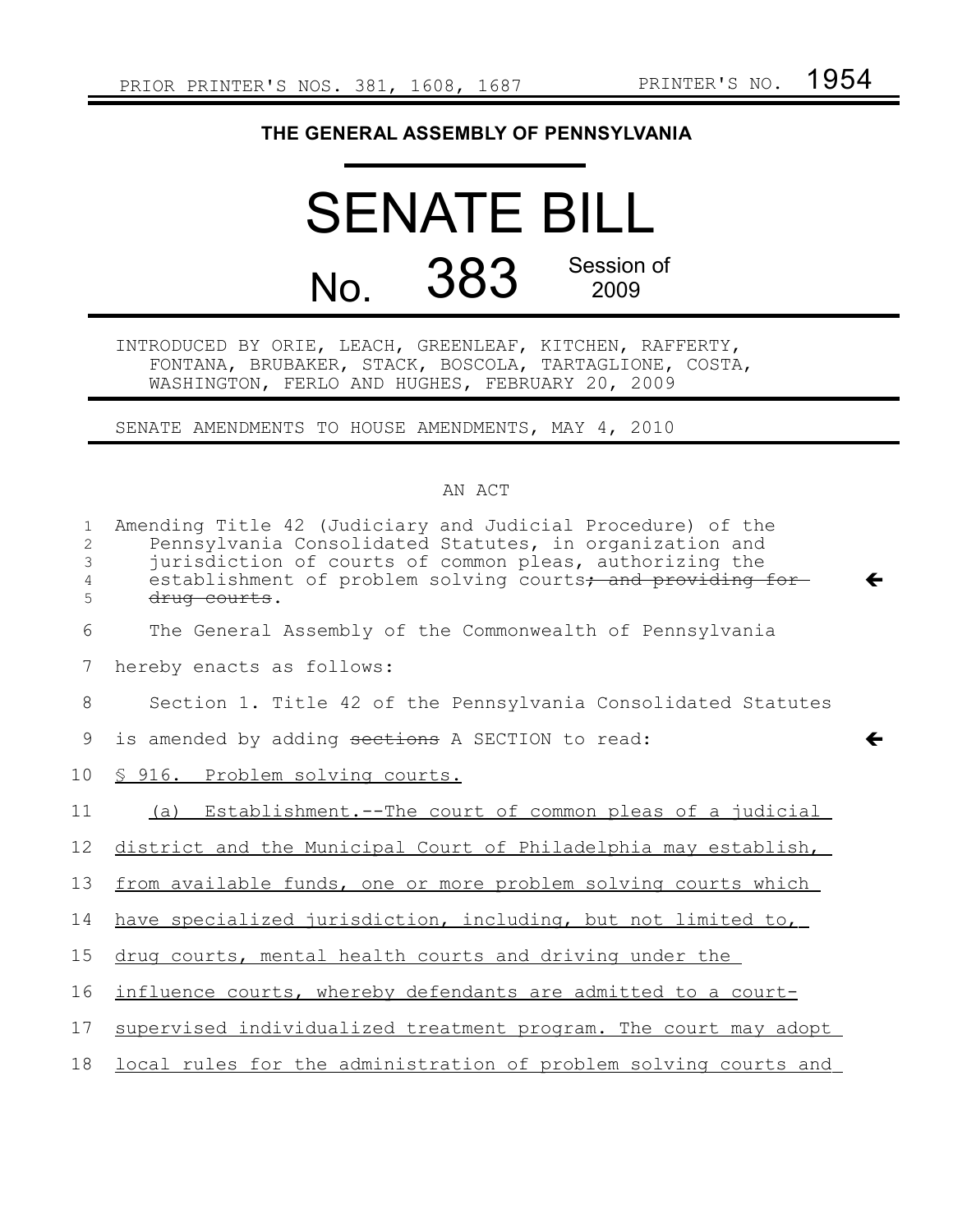PRIOR PRINTER'S NOS. 381, 1608, 1687 PRINTER'S NO. 1954

# THE GENERAL ASSEMBLY OF PENNSYLVANIA

# SENATE BILL

# No. 383 Session of 2009

INTRODUCED BY ORIE, LEACH, GREENLEAF, KITCHEN, RAFFERTY, FONTANA, BRUBAKER, STACK, BOSCOLA, TARTAGLIONE, COSTA, WASHINGTON, FERLO AND HUGHES, FEBRUARY 20, 2009

SENATE AMENDMENTS TO HOUSE AMENDMENTS, MAY 4, 2010

## AN ACT

Amending Title 42 (Judiciary and Judicial Procedure) of the Pennsylvania Consolidated Statutes, in organization and jurisdiction of courts of common pleas, authorizing the establishment of problem solving courts~~; and providing for drug courts~~.

The General Assembly of the Commonwealth of Pennsylvania hereby enacts as follows:

Section 1. Title 42 of the Pennsylvania Consolidated Statutes is amended by adding ~~sections~~ A SECTION to read:

<u>§ 916. Problem solving courts.</u>

<u>(a) Establishment.--The court of common pleas of a judicial district and the Municipal Court of Philadelphia may establish, from available funds, one or more problem solving courts which have specialized jurisdiction, including, but not limited to, drug courts, mental health courts and driving under the influence courts, whereby defendants are admitted to a court-supervised individualized treatment program. The court may adopt local rules for the administration of problem solving courts and</u>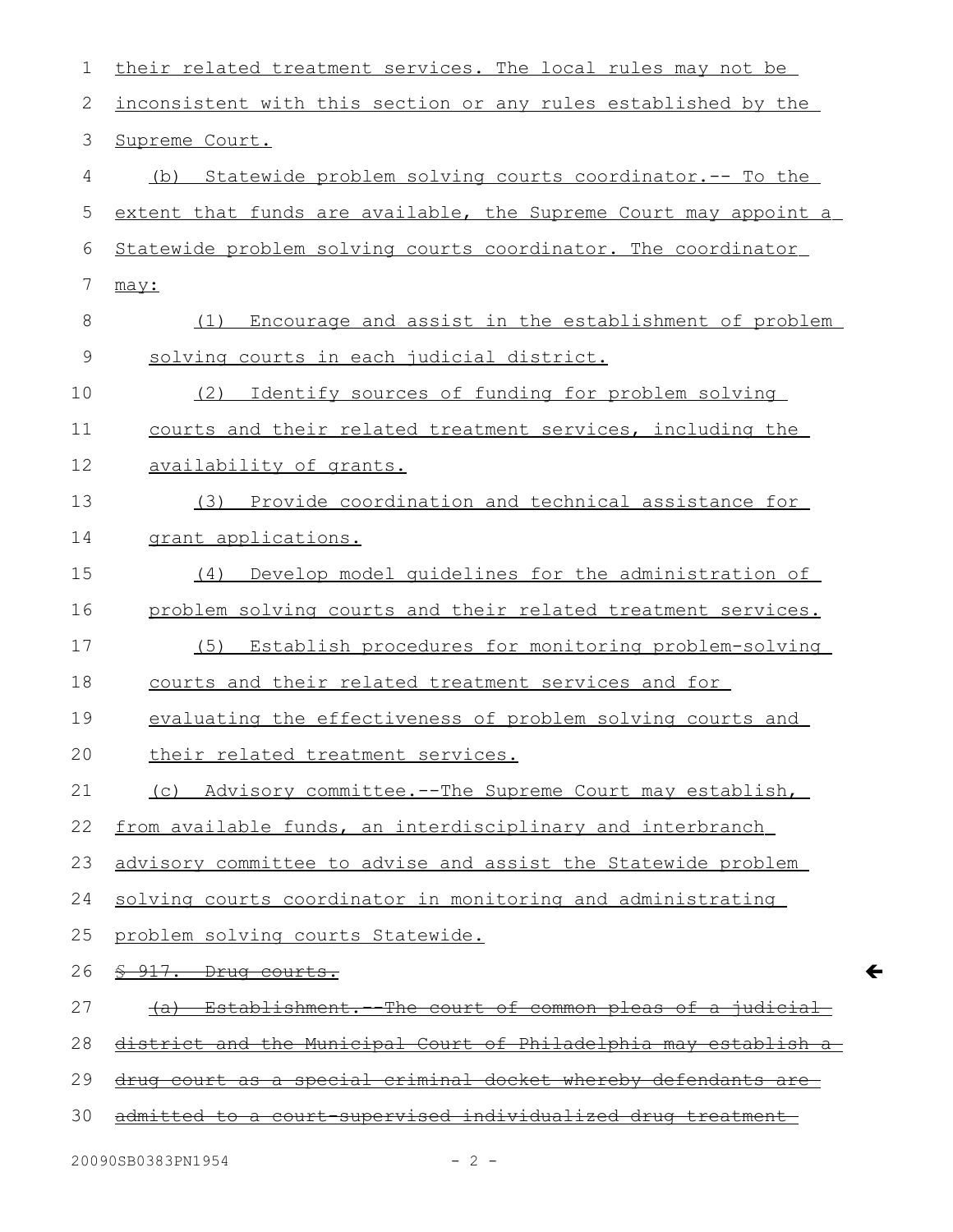their related treatment services. The local rules may not be inconsistent with this section or any rules established by the Supreme Court.

(b) Statewide problem solving courts coordinator.-- To the extent that funds are available, the Supreme Court may appoint a Statewide problem solving courts coordinator. The coordinator may:

(1) Encourage and assist in the establishment of problem solving courts in each judicial district.

(2) Identify sources of funding for problem solving courts and their related treatment services, including the availability of grants.

(3) Provide coordination and technical assistance for grant applications.

(4) Develop model guidelines for the administration of problem solving courts and their related treatment services.

(5) Establish procedures for monitoring problem-solving courts and their related treatment services and for evaluating the effectiveness of problem solving courts and their related treatment services.

(c) Advisory committee.--The Supreme Court may establish, from available funds, an interdisciplinary and interbranch advisory committee to advise and assist the Statewide problem solving courts coordinator in monitoring and administrating problem solving courts Statewide.

~~§ 917. Drug courts.~~

~~(a) Establishment.--The court of common pleas of a judicial district and the Municipal Court of Philadelphia may establish a drug court as a special criminal docket whereby defendants are admitted to a court-supervised individualized drug treatment~~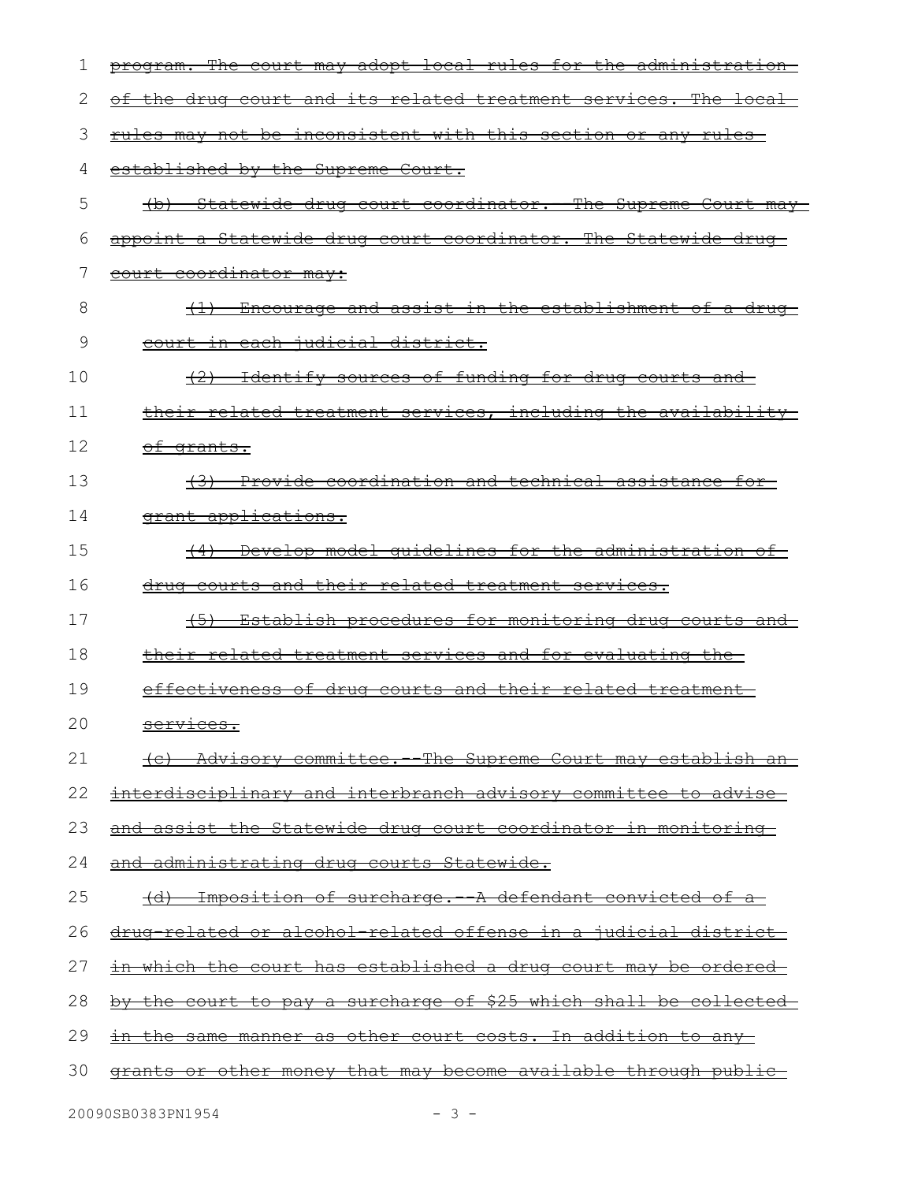program. The court may adopt local rules for the administration of the drug court and its related treatment services. The local rules may not be inconsistent with this section or any rules established by the Supreme Court.

(b) Statewide drug court coordinator.--The Supreme Court may appoint a Statewide drug court coordinator. The Statewide drug court coordinator may:

(1) Encourage and assist in the establishment of a drug court in each judicial district.

(2) Identify sources of funding for drug courts and their related treatment services, including the availability of grants.

(3) Provide coordination and technical assistance for grant applications.

(4) Develop model guidelines for the administration of drug courts and their related treatment services.

(5) Establish procedures for monitoring drug courts and their related treatment services and for evaluating the effectiveness of drug courts and their related treatment services.

(c) Advisory committee.--The Supreme Court may establish an interdisciplinary and interbranch advisory committee to advise and assist the Statewide drug court coordinator in monitoring and administrating drug courts Statewide.

(d) Imposition of surcharge.--A defendant convicted of a drug-related or alcohol-related offense in a judicial district in which the court has established a drug court may be ordered by the court to pay a surcharge of $25 which shall be collected in the same manner as other court costs. In addition to any grants or other money that may become available through public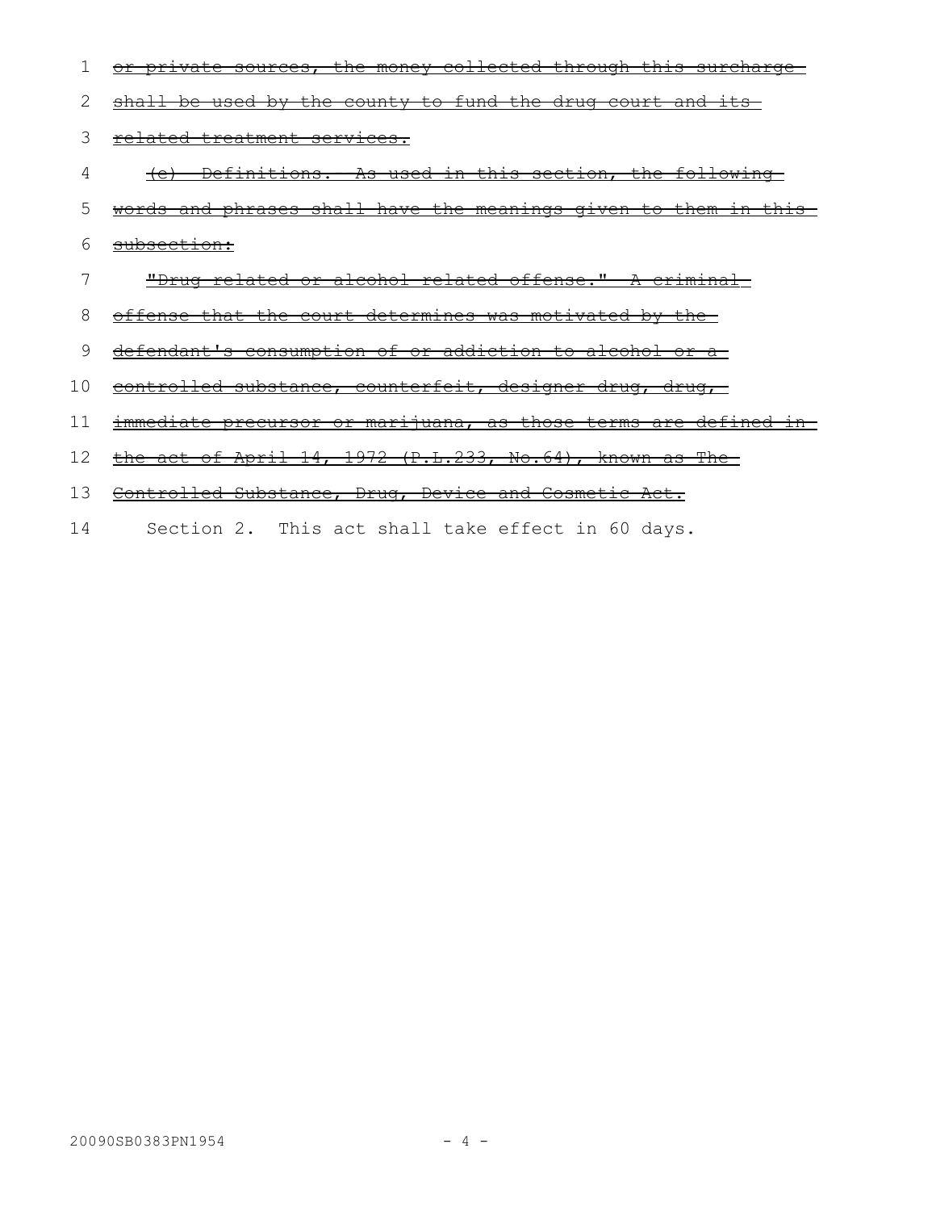~~or private sources, the money collected through this surcharge shall be used by the county to fund the drug court and its related treatment services.~~

~~(e) Definitions. As used in this section, the following words and phrases shall have the meanings given to them in this subsection:~~

~~"Drug related or alcohol related offense." A criminal offense that the court determines was motivated by the defendant's consumption of or addiction to alcohol or a controlled substance, counterfeit, designer drug, drug, immediate precursor or marijuana, as those terms are defined in the act of April 14, 1972 (P.L.233, No.64), known as The Controlled Substance, Drug, Device and Cosmetic Act.~~

Section 2. This act shall take effect in 60 days.